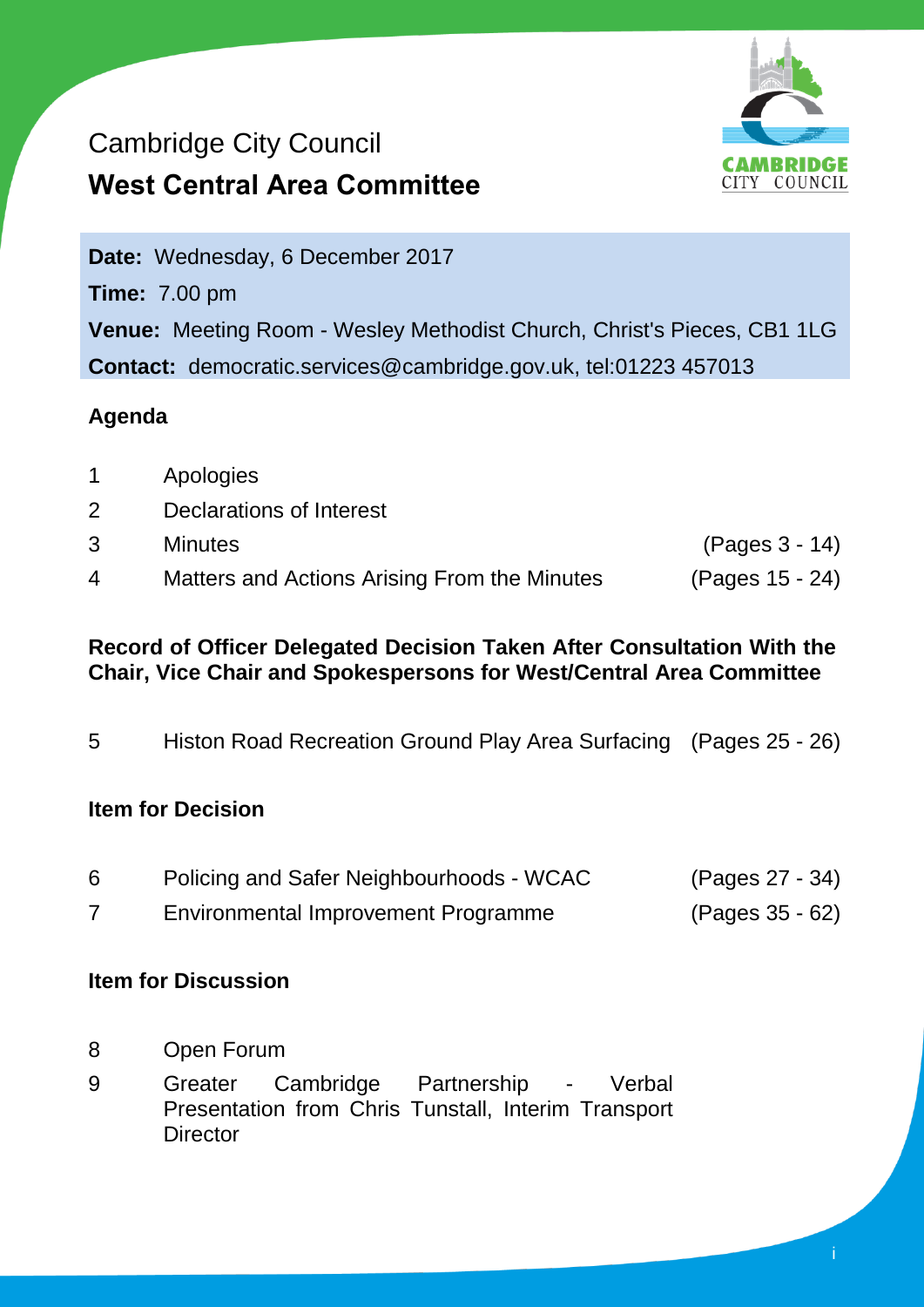# Cambridge City Council

## West Central Area Committee

**Date:** Wednesday, 6 December 2017

**Time:** 7.00 pm

**Venue:** Meeting Room - Wesley Methodist Church, Christ's Pieces, CB1 1LG

**Contact:** democratic.services@cambridge.gov.uk, tel:01223 457013

### Agenda

| | | |
|---|---|---|
| 1 | Apologies | |
| 2 | Declarations of Interest | |
| 3 | Minutes | (Pages 3 - 14) |
| 4 | Matters and Actions Arising From the Minutes | (Pages 15 - 24) |

### Record of Officer Delegated Decision Taken After Consultation With the Chair, Vice Chair and Spokespersons for West/Central Area Committee

| | | |
|---|---|---|
| 5 | Histon Road Recreation Ground Play Area Surfacing | (Pages 25 - 26) |

### Item for Decision

| | | |
|---|---|---|
| 6 | Policing and Safer Neighbourhoods - WCAC | (Pages 27 - 34) |
| 7 | Environmental Improvement Programme | (Pages 35 - 62) |

### Item for Discussion

| | | |
|---|---|---|
| 8 | Open Forum | |
| 9 | Greater Cambridge Partnership - Verbal Presentation from Chris Tunstall, Interim Transport Director | |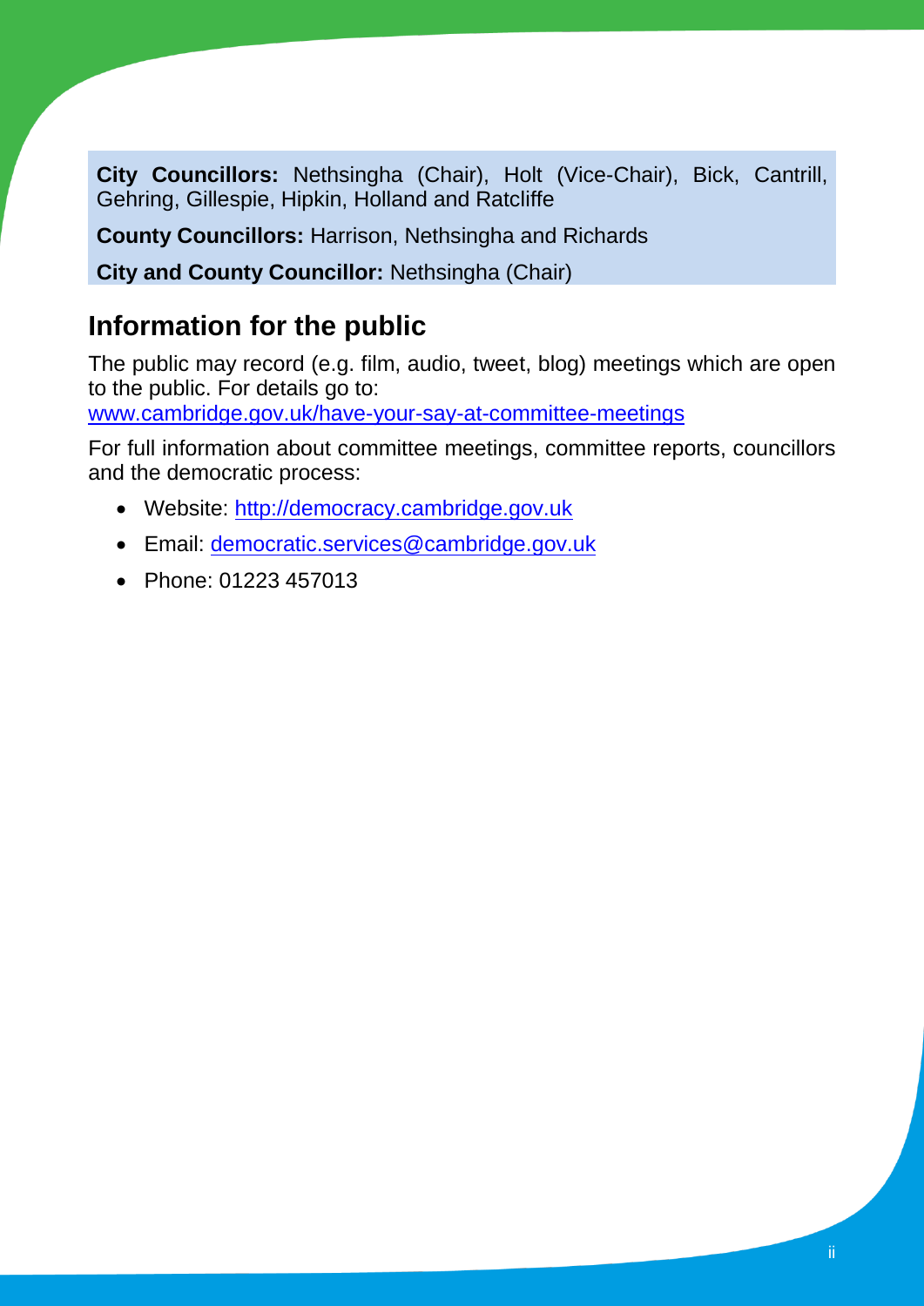**City Councillors:** Nethsingha (Chair), Holt (Vice-Chair), Bick, Cantrill, Gehring, Gillespie, Hipkin, Holland and Ratcliffe

**County Councillors:** Harrison, Nethsingha and Richards

**City and County Councillor:** Nethsingha (Chair)

## Information for the public

The public may record (e.g. film, audio, tweet, blog) meetings which are open to the public. For details go to:
www.cambridge.gov.uk/have-your-say-at-committee-meetings

For full information about committee meetings, committee reports, councillors and the democratic process:

- Website: http://democracy.cambridge.gov.uk
- Email: democratic.services@cambridge.gov.uk
- Phone: 01223 457013